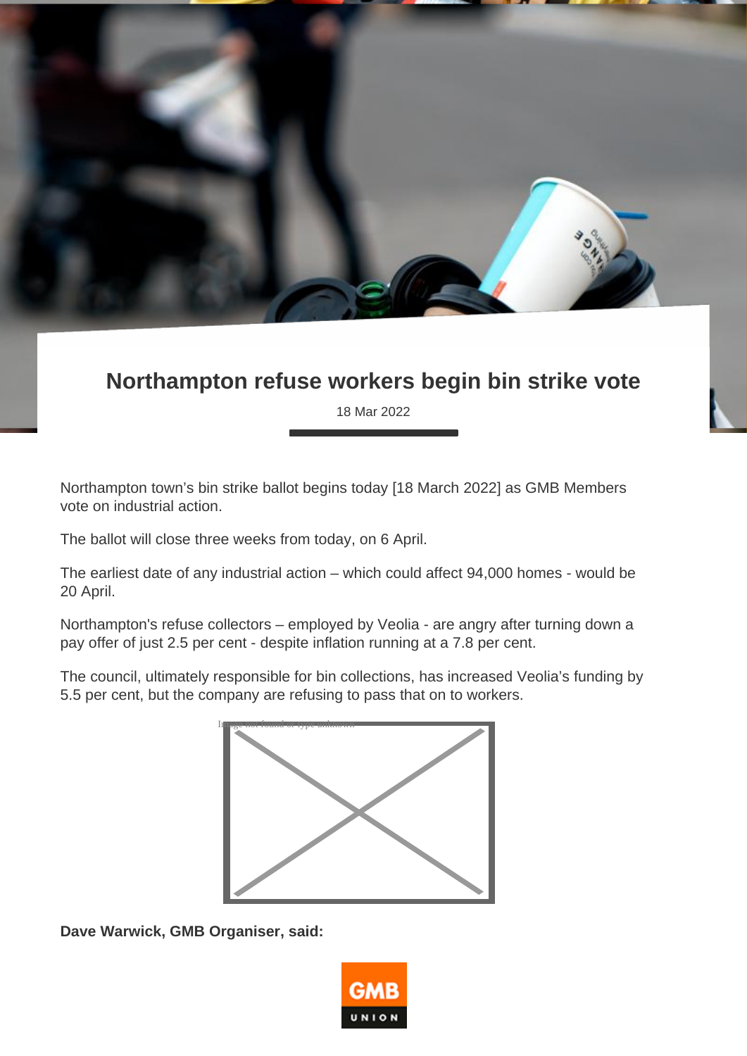# Northampton refuse workers begin bin strike vote

18 Mar 2022

Northampton town's bin strike ballot begins today [18 March 2022] as GMB Members vote on industrial action.

The ballot will close three weeks from today, on 6 April.

The earliest date of any industrial action – which could affect 94,000 homes - would be 20 April.

Northampton's refuse collectors – employed by Veolia - are angry after turning down a pay offer of just 2.5 per cent - despite inflation running at a 7.8 per cent.

The council, ultimately responsible for bin collections, has increased Veolia's funding by 5.5 per cent, but the company are refusing to pass that on to workers.

**Dave Warwick, GMB Organiser, said:**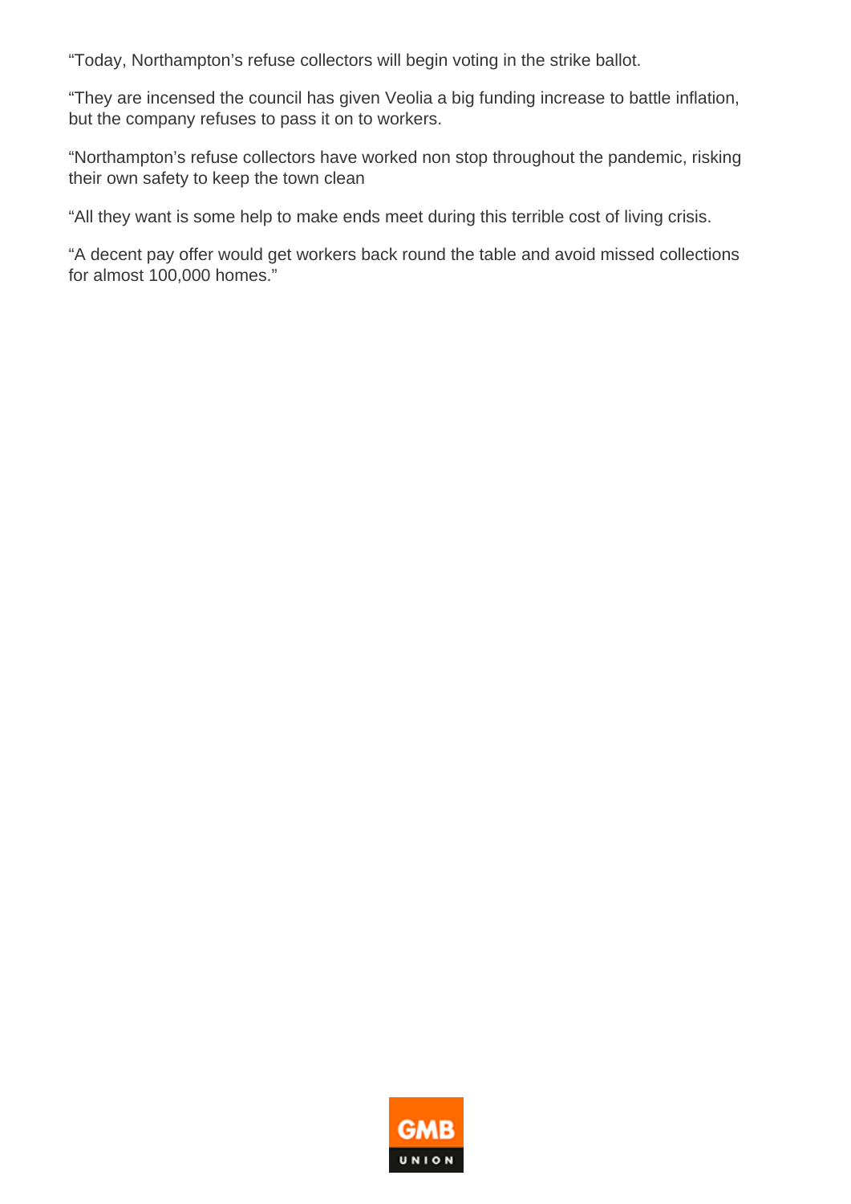“Today, Northampton’s refuse collectors will begin voting in the strike ballot.

“They are incensed the council has given Veolia a big funding increase to battle inflation, but the company refuses to pass it on to workers.

“Northampton’s refuse collectors have worked non stop throughout the pandemic, risking their own safety to keep the town clean

“All they want is some help to make ends meet during this terrible cost of living crisis.

“A decent pay offer would get workers back round the table and avoid missed collections for almost 100,000 homes.”